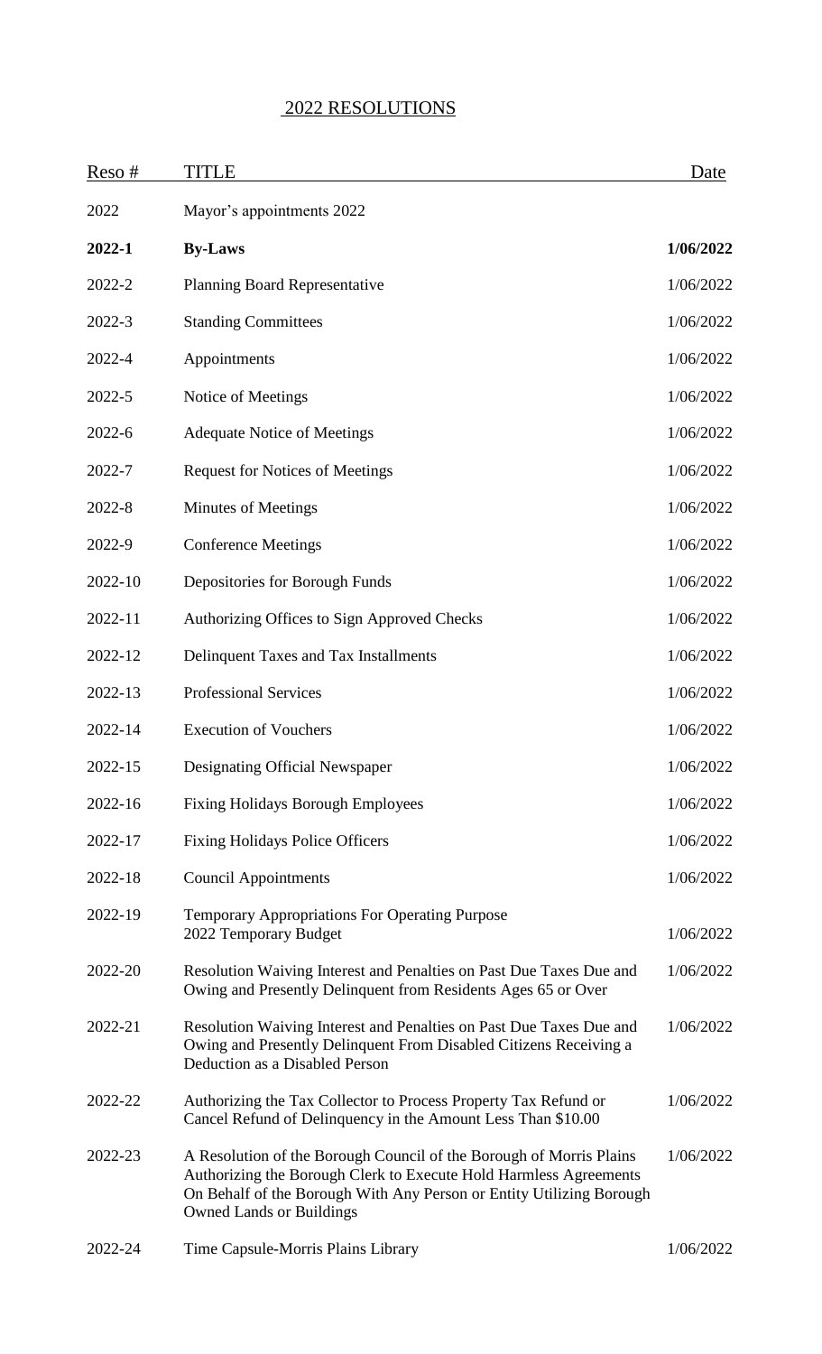# 2022 RESOLUTIONS

| Reso # | TITLE | Date |
|---|---|---|
| 2022 | Mayor's appointments 2022 | |
| **2022-1** | **By-Laws** | **1/06/2022** |
| 2022-2 | Planning Board Representative | 1/06/2022 |
| 2022-3 | Standing Committees | 1/06/2022 |
| 2022-4 | Appointments | 1/06/2022 |
| 2022-5 | Notice of Meetings | 1/06/2022 |
| 2022-6 | Adequate Notice of Meetings | 1/06/2022 |
| 2022-7 | Request for Notices of Meetings | 1/06/2022 |
| 2022-8 | Minutes of Meetings | 1/06/2022 |
| 2022-9 | Conference Meetings | 1/06/2022 |
| 2022-10 | Depositories for Borough Funds | 1/06/2022 |
| 2022-11 | Authorizing Offices to Sign Approved Checks | 1/06/2022 |
| 2022-12 | Delinquent Taxes and Tax Installments | 1/06/2022 |
| 2022-13 | Professional Services | 1/06/2022 |
| 2022-14 | Execution of Vouchers | 1/06/2022 |
| 2022-15 | Designating Official Newspaper | 1/06/2022 |
| 2022-16 | Fixing Holidays Borough Employees | 1/06/2022 |
| 2022-17 | Fixing Holidays Police Officers | 1/06/2022 |
| 2022-18 | Council Appointments | 1/06/2022 |
| 2022-19 | Temporary Appropriations For Operating Purpose 2022 Temporary Budget | 1/06/2022 |
| 2022-20 | Resolution Waiving Interest and Penalties on Past Due Taxes Due and Owing and Presently Delinquent from Residents Ages 65 or Over | 1/06/2022 |
| 2022-21 | Resolution Waiving Interest and Penalties on Past Due Taxes Due and Owing and Presently Delinquent From Disabled Citizens Receiving a Deduction as a Disabled Person | 1/06/2022 |
| 2022-22 | Authorizing the Tax Collector to Process Property Tax Refund or Cancel Refund of Delinquency in the Amount Less Than $10.00 | 1/06/2022 |
| 2022-23 | A Resolution of the Borough Council of the Borough of Morris Plains Authorizing the Borough Clerk to Execute Hold Harmless Agreements On Behalf of the Borough With Any Person or Entity Utilizing Borough Owned Lands or Buildings | 1/06/2022 |
| 2022-24 | Time Capsule-Morris Plains Library | 1/06/2022 |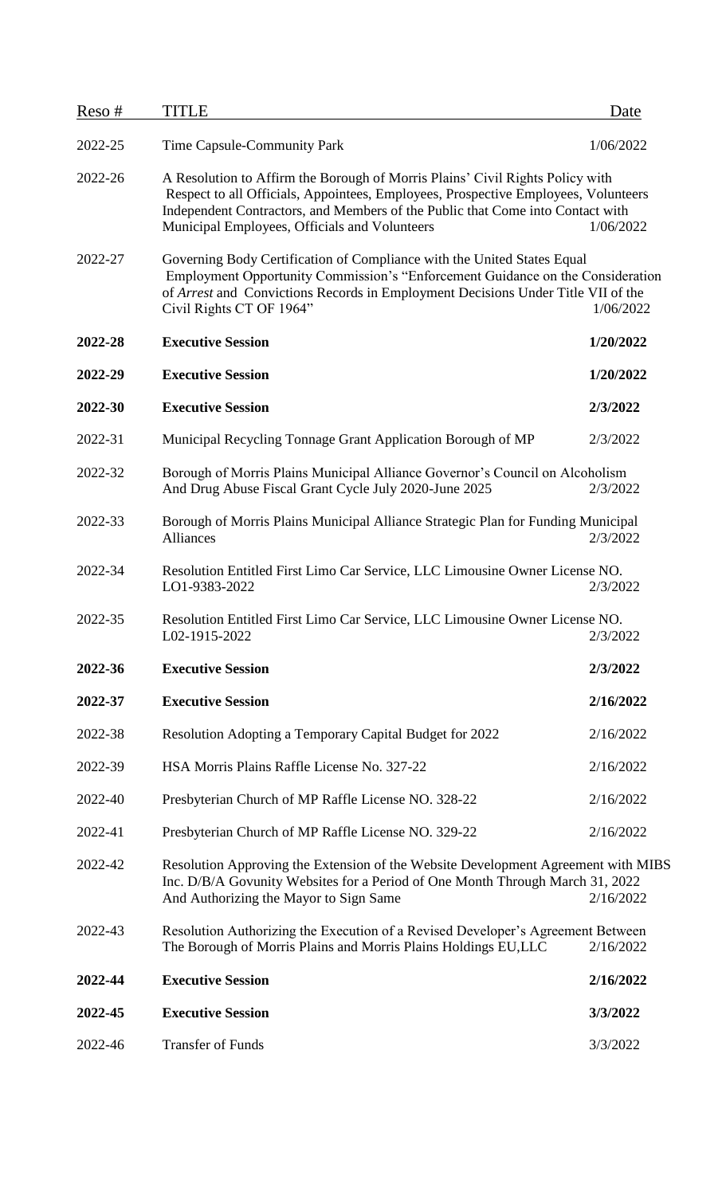| Reso # | TITLE | Date |
|---|---|---|
| 2022-25 | Time Capsule-Community Park | 1/06/2022 |
| 2022-26 | A Resolution to Affirm the Borough of Morris Plains' Civil Rights Policy with Respect to all Officials, Appointees, Employees, Prospective Employees, Volunteers Independent Contractors, and Members of the Public that Come into Contact with Municipal Employees, Officials and Volunteers | 1/06/2022 |
| 2022-27 | Governing Body Certification of Compliance with the United States Equal Employment Opportunity Commission's "Enforcement Guidance on the Consideration of *Arrest* and Convictions Records in Employment Decisions Under Title VII of the Civil Rights CT OF 1964" | 1/06/2022 |
| **2022-28** | **Executive Session** | **1/20/2022** |
| **2022-29** | **Executive Session** | **1/20/2022** |
| **2022-30** | **Executive Session** | **2/3/2022** |
| 2022-31 | Municipal Recycling Tonnage Grant Application Borough of MP | 2/3/2022 |
| 2022-32 | Borough of Morris Plains Municipal Alliance Governor's Council on Alcoholism And Drug Abuse Fiscal Grant Cycle July 2020-June 2025 | 2/3/2022 |
| 2022-33 | Borough of Morris Plains Municipal Alliance Strategic Plan for Funding Municipal Alliances | 2/3/2022 |
| 2022-34 | Resolution Entitled First Limo Car Service, LLC Limousine Owner License NO. LO1-9383-2022 | 2/3/2022 |
| 2022-35 | Resolution Entitled First Limo Car Service, LLC Limousine Owner License NO. L02-1915-2022 | 2/3/2022 |
| **2022-36** | **Executive Session** | **2/3/2022** |
| **2022-37** | **Executive Session** | **2/16/2022** |
| 2022-38 | Resolution Adopting a Temporary Capital Budget for 2022 | 2/16/2022 |
| 2022-39 | HSA Morris Plains Raffle License No. 327-22 | 2/16/2022 |
| 2022-40 | Presbyterian Church of MP Raffle License NO. 328-22 | 2/16/2022 |
| 2022-41 | Presbyterian Church of MP Raffle License NO. 329-22 | 2/16/2022 |
| 2022-42 | Resolution Approving the Extension of the Website Development Agreement with MIBS Inc. D/B/A Govunity Websites for a Period of One Month Through March 31, 2022 And Authorizing the Mayor to Sign Same | 2/16/2022 |
| 2022-43 | Resolution Authorizing the Execution of a Revised Developer's Agreement Between The Borough of Morris Plains and Morris Plains Holdings EU,LLC | 2/16/2022 |
| **2022-44** | **Executive Session** | **2/16/2022** |
| **2022-45** | **Executive Session** | **3/3/2022** |
| 2022-46 | Transfer of Funds | 3/3/2022 |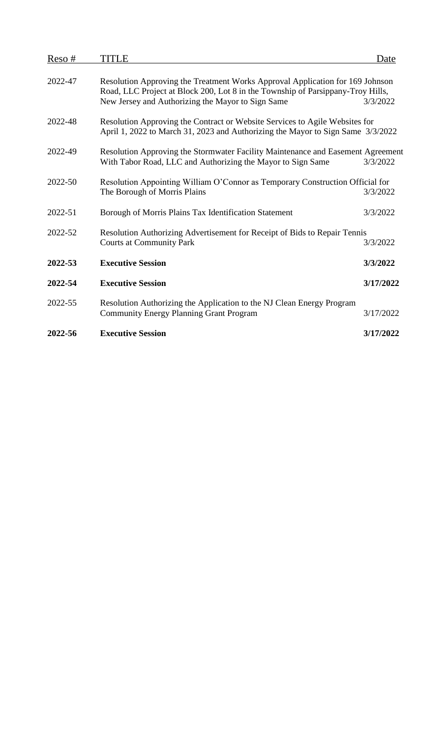| Reso # | TITLE | Date |
|---|---|---|
| 2022-47 | Resolution Approving the Treatment Works Approval Application for 169 Johnson Road, LLC Project at Block 200, Lot 8 in the Township of Parsippany-Troy Hills, New Jersey and Authorizing the Mayor to Sign Same | 3/3/2022 |
| 2022-48 | Resolution Approving the Contract or Website Services to Agile Websites for April 1, 2022 to March 31, 2023 and Authorizing the Mayor to Sign Same | 3/3/2022 |
| 2022-49 | Resolution Approving the Stormwater Facility Maintenance and Easement Agreement With Tabor Road, LLC and Authorizing the Mayor to Sign Same | 3/3/2022 |
| 2022-50 | Resolution Appointing William O'Connor as Temporary Construction Official for The Borough of Morris Plains | 3/3/2022 |
| 2022-51 | Borough of Morris Plains Tax Identification Statement | 3/3/2022 |
| 2022-52 | Resolution Authorizing Advertisement for Receipt of Bids to Repair Tennis Courts at Community Park | 3/3/2022 |
| **2022-53** | **Executive Session** | **3/3/2022** |
| **2022-54** | **Executive Session** | **3/17/2022** |
| 2022-55 | Resolution Authorizing the Application to the NJ Clean Energy Program Community Energy Planning Grant Program | 3/17/2022 |
| **2022-56** | **Executive Session** | **3/17/2022** |